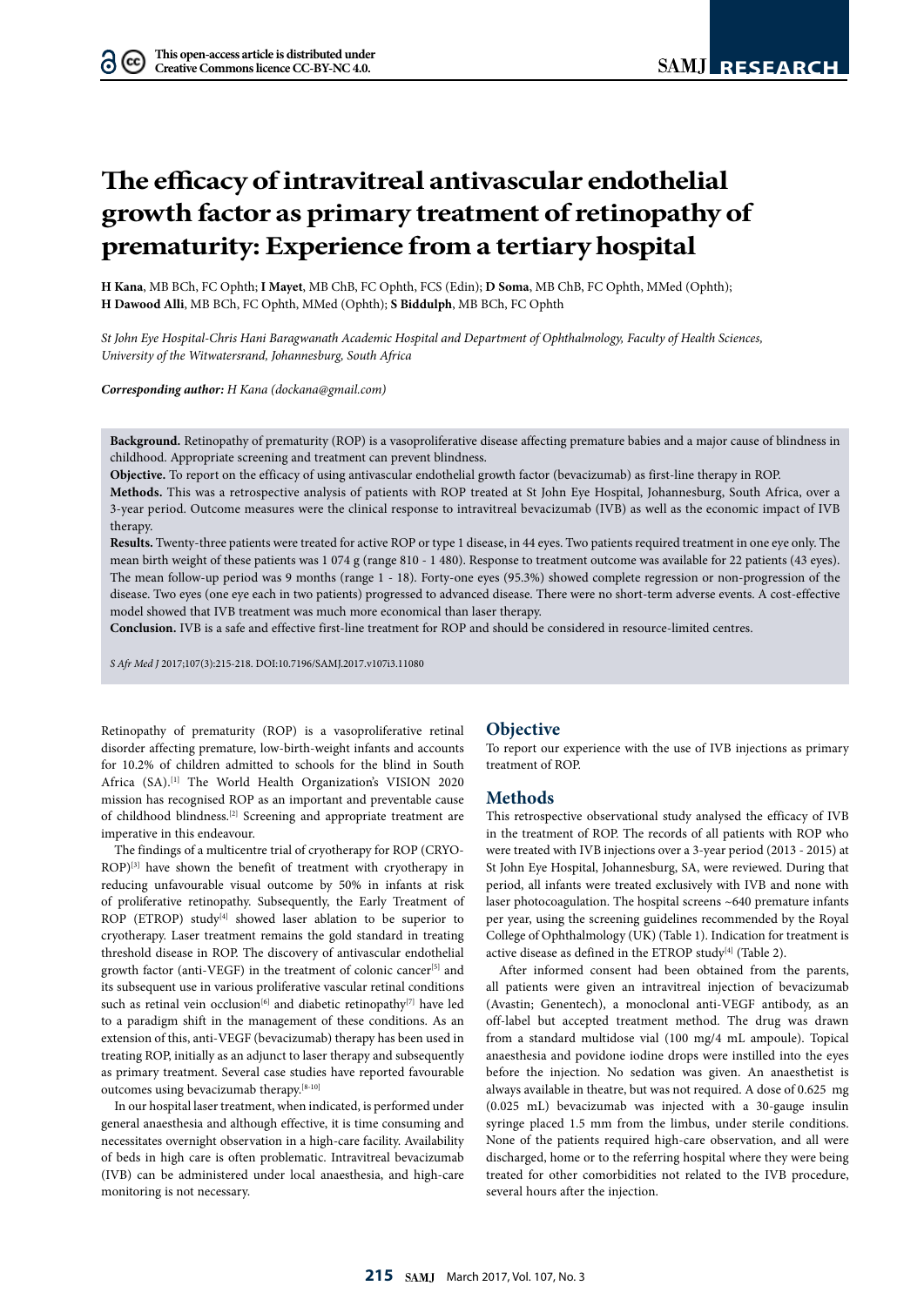# The efficacy of intravitreal antivascular endothelial growth factor as primary treatment of retinopathy of prematurity: Experience from a tertiary hospital

**H Kana**, MB BCh, FC Ophth; **I Mayet**, MB ChB, FC Ophth, FCS (Edin); **D Soma**, MB ChB, FC Ophth, MMed (Ophth); **H Dawood Alli**, MB BCh, FC Ophth, MMed (Ophth); **S Biddulph**, MB BCh, FC Ophth

*St John Eye Hospital-Chris Hani Baragwanath Academic Hospital and Department of Ophthalmology, Faculty of Health Sciences, University of the Witwatersrand, Johannesburg, South Africa*

***Corresponding author:** H Kana (dockana@gmail.com)*

**Background.** Retinopathy of prematurity (ROP) is a vasoproliferative disease affecting premature babies and a major cause of blindness in childhood. Appropriate screening and treatment can prevent blindness.

**Objective.** To report on the efficacy of using antivascular endothelial growth factor (bevacizumab) as first-line therapy in ROP.

**Methods.** This was a retrospective analysis of patients with ROP treated at St John Eye Hospital, Johannesburg, South Africa, over a 3-year period. Outcome measures were the clinical response to intravitreal bevacizumab (IVB) as well as the economic impact of IVB therapy.

**Results.** Twenty-three patients were treated for active ROP or type 1 disease, in 44 eyes. Two patients required treatment in one eye only. The mean birth weight of these patients was 1 074 g (range 810 - 1 480). Response to treatment outcome was available for 22 patients (43 eyes). The mean follow-up period was 9 months (range 1 - 18). Forty-one eyes (95.3%) showed complete regression or non-progression of the disease. Two eyes (one eye each in two patients) progressed to advanced disease. There were no short-term adverse events. A cost-effective model showed that IVB treatment was much more economical than laser therapy.

**Conclusion.** IVB is a safe and effective first-line treatment for ROP and should be considered in resource-limited centres.

*S Afr Med J* 2017;107(3):215-218. DOI:10.7196/SAMJ.2017.v107i3.11080

Retinopathy of prematurity (ROP) is a vasoproliferative retinal disorder affecting premature, low-birth-weight infants and accounts for 10.2% of children admitted to schools for the blind in South Africa (SA).[1] The World Health Organization's VISION 2020 mission has recognised ROP as an important and preventable cause of childhood blindness.[2] Screening and appropriate treatment are imperative in this endeavour.

The findings of a multicentre trial of cryotherapy for ROP (CRYO-ROP)[3] have shown the benefit of treatment with cryotherapy in reducing unfavourable visual outcome by 50% in infants at risk of proliferative retinopathy. Subsequently, the Early Treatment of ROP (ETROP) study[4] showed laser ablation to be superior to cryotherapy. Laser treatment remains the gold standard in treating threshold disease in ROP. The discovery of antivascular endothelial growth factor (anti-VEGF) in the treatment of colonic cancer[5] and its subsequent use in various proliferative vascular retinal conditions such as retinal vein occlusion[6] and diabetic retinopathy[7] have led to a paradigm shift in the management of these conditions. As an extension of this, anti-VEGF (bevacizumab) therapy has been used in treating ROP, initially as an adjunct to laser therapy and subsequently as primary treatment. Several case studies have reported favourable outcomes using bevacizumab therapy.[8-10]

In our hospital laser treatment, when indicated, is performed under general anaesthesia and although effective, it is time consuming and necessitates overnight observation in a high-care facility. Availability of beds in high care is often problematic. Intravitreal bevacizumab (IVB) can be administered under local anaesthesia, and high-care monitoring is not necessary.

## Objective

To report our experience with the use of IVB injections as primary treatment of ROP.

## Methods

This retrospective observational study analysed the efficacy of IVB in the treatment of ROP. The records of all patients with ROP who were treated with IVB injections over a 3-year period (2013 - 2015) at St John Eye Hospital, Johannesburg, SA, were reviewed. During that period, all infants were treated exclusively with IVB and none with laser photocoagulation. The hospital screens ~640 premature infants per year, using the screening guidelines recommended by the Royal College of Ophthalmology (UK) (Table 1). Indication for treatment is active disease as defined in the ETROP study[4] (Table 2).

After informed consent had been obtained from the parents, all patients were given an intravitreal injection of bevacizumab (Avastin; Genentech), a monoclonal anti-VEGF antibody, as an off-label but accepted treatment method. The drug was drawn from a standard multidose vial (100 mg/4 mL ampoule). Topical anaesthesia and povidone iodine drops were instilled into the eyes before the injection. No sedation was given. An anaesthetist is always available in theatre, but was not required. A dose of 0.625 mg (0.025 mL) bevacizumab was injected with a 30-gauge insulin syringe placed 1.5 mm from the limbus, under sterile conditions. None of the patients required high-care observation, and all were discharged, home or to the referring hospital where they were being treated for other comorbidities not related to the IVB procedure, several hours after the injection.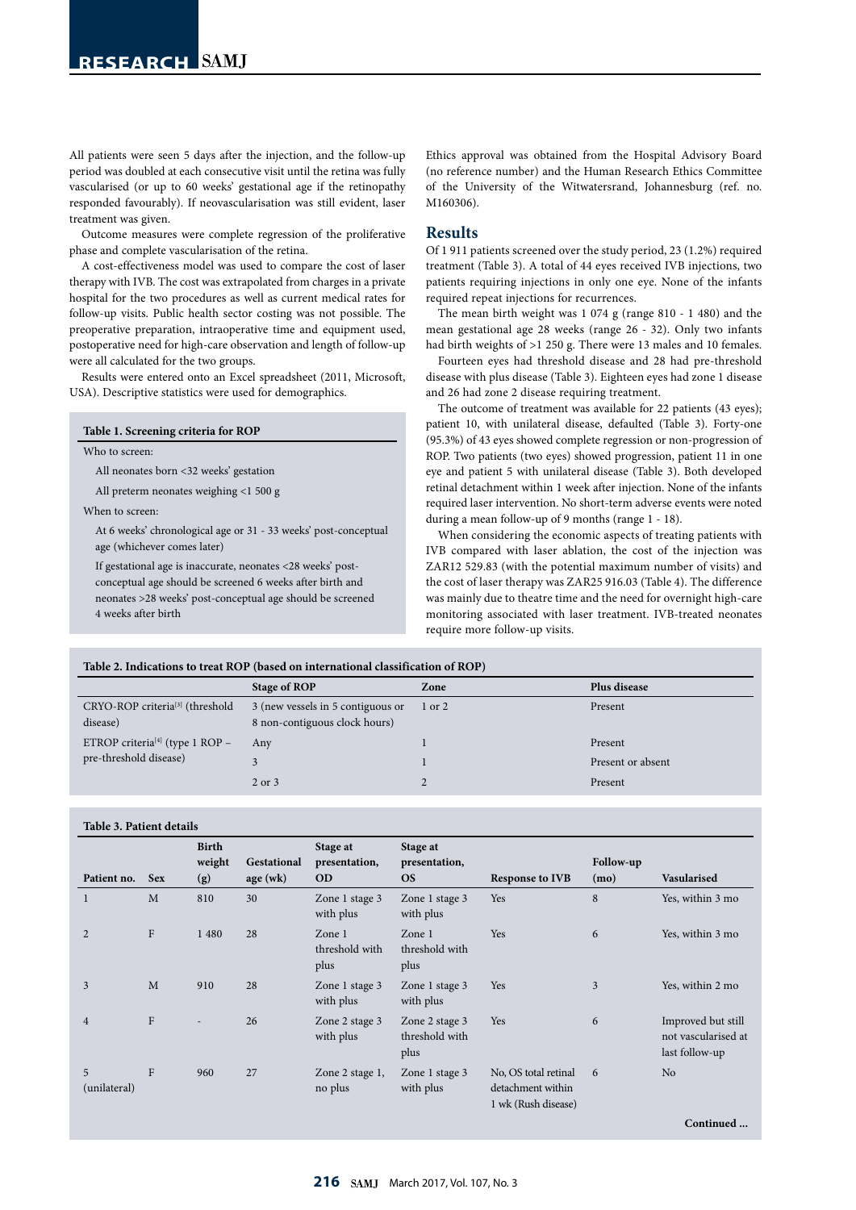All patients were seen 5 days after the injection, and the follow-up period was doubled at each consecutive visit until the retina was fully vascularised (or up to 60 weeks' gestational age if the retinopathy responded favourably). If neovascularisation was still evident, laser treatment was given.

Outcome measures were complete regression of the proliferative phase and complete vascularisation of the retina.

A cost-effectiveness model was used to compare the cost of laser therapy with IVB. The cost was extrapolated from charges in a private hospital for the two procedures as well as current medical rates for follow-up visits. Public health sector costing was not possible. The preoperative preparation, intraoperative time and equipment used, postoperative need for high-care observation and length of follow-up were all calculated for the two groups.

Results were entered onto an Excel spreadsheet (2011, Microsoft, USA). Descriptive statistics were used for demographics.

**Table 1. Screening criteria for ROP**

Who to screen:

- All neonates born <32 weeks' gestation
- All preterm neonates weighing <1 500 g

When to screen:

- At 6 weeks' chronological age or 31 - 33 weeks' post-conceptual age (whichever comes later)
- If gestational age is inaccurate, neonates <28 weeks' post-conceptual age should be screened 6 weeks after birth and neonates >28 weeks' post-conceptual age should be screened 4 weeks after birth

Ethics approval was obtained from the Hospital Advisory Board (no reference number) and the Human Research Ethics Committee of the University of the Witwatersrand, Johannesburg (ref. no. M160306).

## Results

Of 1 911 patients screened over the study period, 23 (1.2%) required treatment (Table 3). A total of 44 eyes received IVB injections, two patients requiring injections in only one eye. None of the infants required repeat injections for recurrences.

The mean birth weight was 1 074 g (range 810 - 1 480) and the mean gestational age 28 weeks (range 26 - 32). Only two infants had birth weights of >1 250 g. There were 13 males and 10 females.

Fourteen eyes had threshold disease and 28 had pre-threshold disease with plus disease (Table 3). Eighteen eyes had zone 1 disease and 26 had zone 2 disease requiring treatment.

The outcome of treatment was available for 22 patients (43 eyes); patient 10, with unilateral disease, defaulted (Table 3). Forty-one (95.3%) of 43 eyes showed complete regression or non-progression of ROP. Two patients (two eyes) showed progression, patient 11 in one eye and patient 5 with unilateral disease (Table 3). Both developed retinal detachment within 1 week after injection. None of the infants required laser intervention. No short-term adverse events were noted during a mean follow-up of 9 months (range 1 - 18).

When considering the economic aspects of treating patients with IVB compared with laser ablation, the cost of the injection was ZAR12 529.83 (with the potential maximum number of visits) and the cost of laser therapy was ZAR25 916.03 (Table 4). The difference was mainly due to theatre time and the need for overnight high-care monitoring associated with laser treatment. IVB-treated neonates require more follow-up visits.

**Table 2. Indications to treat ROP (based on international classification of ROP)**

| | Stage of ROP | Zone | Plus disease |
|---|---|---|---|
| CRYO-ROP criteria[3] (threshold disease) | 3 (new vessels in 5 contiguous or 8 non-contiguous clock hours) | 1 or 2 | Present |
| ETROP criteria[4] (type 1 ROP – pre-threshold disease) | Any | 1 | Present |
| | 3 | 1 | Present or absent |
| | 2 or 3 | 2 | Present |

**Table 3. Patient details**

| Patient no. | Sex | Birth weight (g) | Gestational age (wk) | Stage at presentation, OD | Stage at presentation, OS | Response to IVB | Follow-up (mo) | Vasularised |
|---|---|---|---|---|---|---|---|---|
| 1 | M | 810 | 30 | Zone 1 stage 3 with plus | Zone 1 stage 3 with plus | Yes | 8 | Yes, within 3 mo |
| 2 | F | 1 480 | 28 | Zone 1 threshold with plus | Zone 1 threshold with plus | Yes | 6 | Yes, within 3 mo |
| 3 | M | 910 | 28 | Zone 1 stage 3 with plus | Zone 1 stage 3 with plus | Yes | 3 | Yes, within 2 mo |
| 4 | F | - | 26 | Zone 2 stage 3 with plus | Zone 2 stage 3 threshold with plus | Yes | 6 | Improved but still not vascularised at last follow-up |
| 5 (unilateral) | F | 960 | 27 | Zone 2 stage 1, no plus | Zone 1 stage 3 with plus | No, OS total retinal detachment within 1 wk (Rush disease) | 6 | No |

Continued ...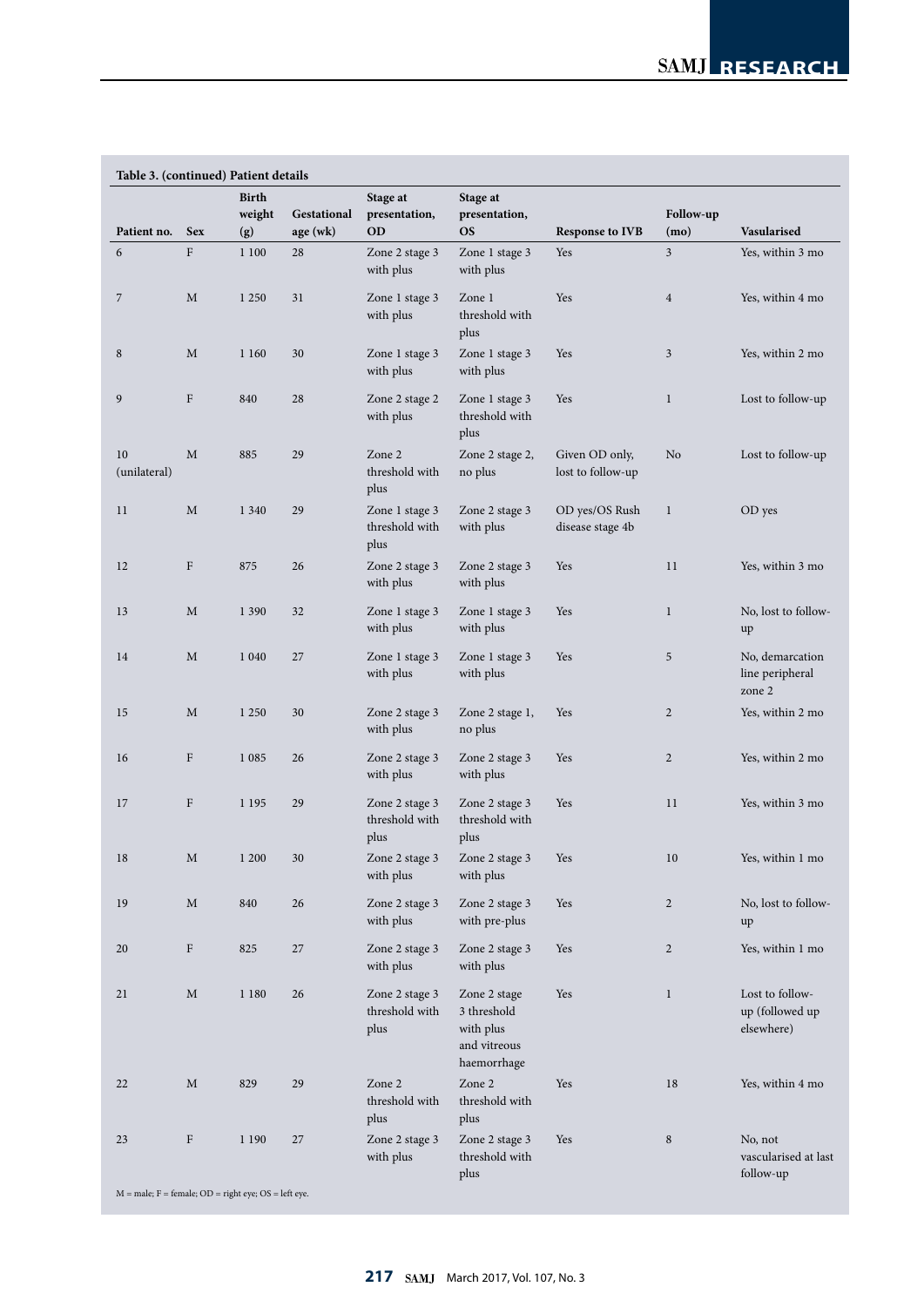**Table 3. (continued) Patient details**

| Patient no. | Sex | Birth weight (g) | Gestational age (wk) | Stage at presentation, OD | Stage at presentation, OS | Response to IVB | Follow-up (mo) | Vasularised |
|---|---|---|---|---|---|---|---|---|
| 6 | F | 1 100 | 28 | Zone 2 stage 3 with plus | Zone 1 stage 3 with plus | Yes | 3 | Yes, within 3 mo |
| 7 | M | 1 250 | 31 | Zone 1 stage 3 with plus | Zone 1 threshold with plus | Yes | 4 | Yes, within 4 mo |
| 8 | M | 1 160 | 30 | Zone 1 stage 3 with plus | Zone 1 stage 3 with plus | Yes | 3 | Yes, within 2 mo |
| 9 | F | 840 | 28 | Zone 2 stage 2 with plus | Zone 1 stage 3 threshold with plus | Yes | 1 | Lost to follow-up |
| 10 (unilateral) | M | 885 | 29 | Zone 2 threshold with plus | Zone 2 stage 2, no plus | Given OD only, lost to follow-up | No | Lost to follow-up |
| 11 | M | 1 340 | 29 | Zone 1 stage 3 threshold with plus | Zone 2 stage 3 with plus | OD yes/OS Rush disease stage 4b | 1 | OD yes |
| 12 | F | 875 | 26 | Zone 2 stage 3 with plus | Zone 2 stage 3 with plus | Yes | 11 | Yes, within 3 mo |
| 13 | M | 1 390 | 32 | Zone 1 stage 3 with plus | Zone 1 stage 3 with plus | Yes | 1 | No, lost to follow-up |
| 14 | M | 1 040 | 27 | Zone 1 stage 3 with plus | Zone 1 stage 3 with plus | Yes | 5 | No, demarcation line peripheral zone 2 |
| 15 | M | 1 250 | 30 | Zone 2 stage 3 with plus | Zone 2 stage 1, no plus | Yes | 2 | Yes, within 2 mo |
| 16 | F | 1 085 | 26 | Zone 2 stage 3 with plus | Zone 2 stage 3 with plus | Yes | 2 | Yes, within 2 mo |
| 17 | F | 1 195 | 29 | Zone 2 stage 3 threshold with plus | Zone 2 stage 3 threshold with plus | Yes | 11 | Yes, within 3 mo |
| 18 | M | 1 200 | 30 | Zone 2 stage 3 with plus | Zone 2 stage 3 with plus | Yes | 10 | Yes, within 1 mo |
| 19 | M | 840 | 26 | Zone 2 stage 3 with plus | Zone 2 stage 3 with pre-plus | Yes | 2 | No, lost to follow-up |
| 20 | F | 825 | 27 | Zone 2 stage 3 with plus | Zone 2 stage 3 with plus | Yes | 2 | Yes, within 1 mo |
| 21 | M | 1 180 | 26 | Zone 2 stage 3 threshold with plus | Zone 2 stage 3 threshold with plus and vitreous haemorrhage | Yes | 1 | Lost to follow-up (followed up elsewhere) |
| 22 | M | 829 | 29 | Zone 2 threshold with plus | Zone 2 threshold with plus | Yes | 18 | Yes, within 4 mo |
| 23 | F | 1 190 | 27 | Zone 2 stage 3 with plus | Zone 2 stage 3 threshold with plus | Yes | 8 | No, not vascularised at last follow-up |

M = male; F = female; OD = right eye; OS = left eye.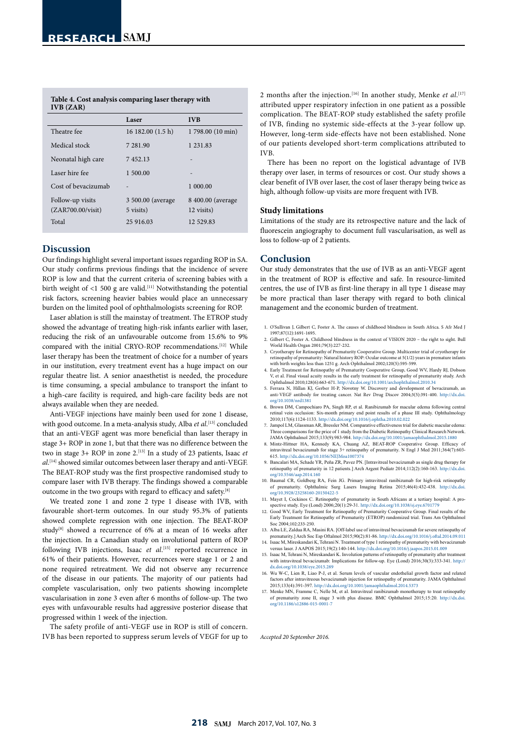**Table 4. Cost analysis comparing laser therapy with IVB (ZAR)**

| | Laser | IVB |
|---|---|---|
| Theatre fee | 16 182.00 (1.5 h) | 1 798.00 (10 min) |
| Medical stock | 7 281.90 | 1 231.83 |
| Neonatal high care | 7 452.13 | - |
| Laser hire fee | 1 500.00 | - |
| Cost of bevacizumab | - | 1 000.00 |
| Follow-up visits (ZAR700.00/visit) | 3 500.00 (average 5 visits) | 8 400.00 (average 12 visits) |
| Total | 25 916.03 | 12 529.83 |

## Discussion

Our findings highlight several important issues regarding ROP in SA. Our study confirms previous findings that the incidence of severe ROP is low and that the current criteria of screening babies with a birth weight of <1 500 g are valid.[11] Notwithstanding the potential risk factors, screening heavier babies would place an unnecessary burden on the limited pool of ophthalmologists screening for ROP.

Laser ablation is still the mainstay of treatment. The ETROP study showed the advantage of treating high-risk infants earlier with laser, reducing the risk of an unfavourable outcome from 15.6% to 9% compared with the initial CRYO-ROP recommendations.[12] While laser therapy has been the treatment of choice for a number of years in our institution, every treatment event has a huge impact on our regular theatre list. A senior anaesthetist is needed, the procedure is time consuming, a special ambulance to transport the infant to a high-care facility is required, and high-care facility beds are not always available when they are needed.

Anti-VEGF injections have mainly been used for zone 1 disease, with good outcome. In a meta-analysis study, Alba *et al*.[13] concluded that an anti-VEGF agent was more beneficial than laser therapy in stage 3+ ROP in zone 1, but that there was no difference between the two in stage 3+ ROP in zone 2.[13] In a study of 23 patients, Isaac *et al*.[14] showed similar outcomes between laser therapy and anti-VEGF. The BEAT-ROP study was the first prospective randomised study to compare laser with IVB therapy. The findings showed a comparable outcome in the two groups with regard to efficacy and safety.[8]

We treated zone 1 and zone 2 type 1 disease with IVB, with favourable short-term outcomes. In our study 95.3% of patients showed complete regression with one injection. The BEAT-ROP study[8] showed a recurrence of 6% at a mean of 16 weeks after the injection. In a Canadian study on involutional pattern of ROP following IVB injections, Isaac *et al*.[15] reported recurrence in 61% of their patients. However, recurrences were stage 1 or 2 and none required retreatment. We did not observe any recurrence of the disease in our patients. The majority of our patients had complete vascularisation, only two patients showing incomplete vascularisation in zone 3 even after 6 months of follow-up. The two eyes with unfavourable results had aggressive posterior disease that progressed within 1 week of the injection.

The safety profile of anti-VEGF use in ROP is still of concern. IVB has been reported to suppress serum levels of VEGF for up to 2 months after the injection.[16] In another study, Menke *et al*.[17] attributed upper respiratory infection in one patient as a possible complication. The BEAT-ROP study established the safety profile of IVB, finding no systemic side-effects at the 3-year follow up. However, long-term side-effects have not been established. None of our patients developed short-term complications attributed to IVB.

There has been no report on the logistical advantage of IVB therapy over laser, in terms of resources or cost. Our study shows a clear benefit of IVB over laser, the cost of laser therapy being twice as high, although follow-up visits are more frequent with IVB.

### Study limitations

Limitations of the study are its retrospective nature and the lack of fluorescein angiography to document full vascularisation, as well as loss to follow-up of 2 patients.

## Conclusion

Our study demonstrates that the use of IVB as an anti-VEGF agent in the treatment of ROP is effective and safe. In resource-limited centres, the use of IVB as first-line therapy in all type 1 disease may be more practical than laser therapy with regard to both clinical management and the economic burden of treatment.

1. O'Sullivan J, Gilbert C, Foster A. The causes of childhood blindness in South Africa. S Afr Med J 1997;87(12):1691-1695.
2. Gilbert C, Foster A. Childhood blindness in the context of VISION 2020 – the right to sight. Bull World Health Organ 2001;79(3):227-232.
3. Cryotherapy for Retinopathy of Prematurity Cooperative Group. Multicenter trial of cryotherapy for retinopathy of prematurity: Natural history ROP: Ocular outcome at 5(1/2) years in premature infants with birth weights less than 1251 g. Arch Ophthalmol 2002;120(5):595-599.
4. Early Treatment for Retinopathy of Prematurity Cooperative Group, Good WV, Hardy RJ, Dobson V, et al. Final visual acuity results in the early treatment for retinopathy of prematurity study. Arch Ophthalmol 2010;128(6):663-671. http://dx.doi.org/10.1001/archophthalmol.2010.34
5. Ferrara N, Hillan KJ, Gerber H-P, Novotny W. Discovery and development of bevacizumab, an anti-VEGF antibody for treating cancer. Nat Rev Drug Discov 2004;3(5):391-400. http://dx.doi.org/10.1038/nrd1381
6. Brown DM, Campochiaro PA, Singh RP, et al. Ranibizumab for macular edema following central retinal vein occlusion: Six-month primary end point results of a phase III study. Ophthalmology 2010;117(6):1124-1133. http://dx.doi.org/10.1016/j.ophtha.2010.02.022
7. Jampol LM, Glassman AR, Bressler NM. Comparative effectiveness trial for diabetic macular edema: Three comparisons for the price of 1 study from the Diabetic Retinopathy Clinical Research Network. JAMA Ophthalmol 2015;133(9):983-984. http://dx.doi.org/10.1001/jamaophthalmol.2015.1880
8. Mintz-Hittner HA, Kennedy KA, Chuang AZ, BEAT-ROP Cooperative Group. Efficacy of intravitreal bevacizumab for stage 3+ retinopathy of prematurity. N Engl J Med 2011;364(7):603-615. http://dx.doi.org/10.1056/NEJMoa1007374
9. Bancalari MA, Schade YR, Peña ZR, Pavez PN. [Intravitreal bevacizumab as single drug therapy for retinopathy of prematurity in 12 patients.] Arch Argent Pediatr 2014;112(2):160-163. http://dx.doi.org/10.5546/aap.2014.160
10. Baumal CR, Goldberg RA, Fein JG. Primary intravitreal ranibizumab for high-risk retinopathy of prematurity. Ophthalmic Surg Lasers Imaging Retina 2015;46(4):432-438. http://dx.doi.org/10.3928/23258160-20150422-5
11. Mayet I, Cockinos C. Retinopathy of prematurity in South Africans at a tertiary hospital: A prospective study. Eye (Lond) 2006;20(1):29-31. http://dx.doi.org/10.1038/sj.eye.6701779
12. Good WV, Early Treatment for Retinopathy of Prematurity Cooperative Group. Final results of the Early Treatment for Retinopathy of Prematurity (ETROP) randomized trial. Trans Am Ophthalmol Soc 2004;102:233-250.
13. Alba LE, Zaldua RA, Masini RA. [Off-label use of intravitreal bevacizumab for severe retinopathy of prematurity.] Arch Soc Esp Oftalmol 2015;90(2):81-86. http://dx.doi.org/10.1016/j.oftal.2014.09.011
14. Isaac M, Mireskandari K, Tehrani N. Treatment of type 1 retinopathy of prematurity with bevacizumab versus laser. J AAPOS 2015;19(2):140-144. http://dx.doi.org/10.1016/j.jaapos.2015.01.009
15. Isaac M, Tehrani N, Mireskandari K. Involution patterns of retinopathy of prematurity after treatment with intravitreal bevacizumab: Implications for follow-up. Eye (Lond) 2016;30(3):333-341. http://dx.doi.org/10.1038/eye.2015.289
16. Wu W-C, Lien R, Liao P-J, et al. Serum levels of vascular endothelial growth factor and related factors after intravitreous bevacizumab injection for retinopathy of prematurity. JAMA Ophthalmol 2015;133(4):391-397. http://dx.doi.org/10.1001/jamaophthalmol.2014.5373
17. Menke MN, Framme C, Nelle M, et al. Intravitreal ranibizumab monotherapy to treat retinopathy of prematurity zone II, stage 3 with plus disease. BMC Ophthalmol 2015;15:20. http://dx.doi.org/10.1186/s12886-015-0001-7

*Accepted 20 September 2016.*